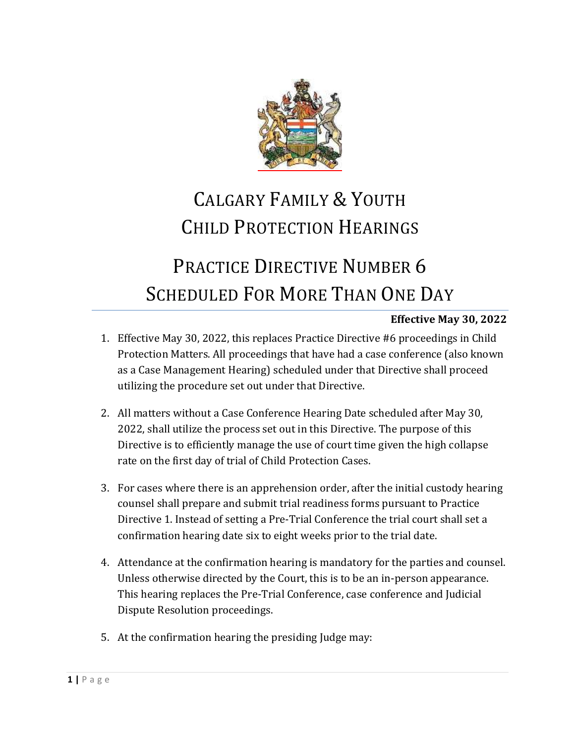# CALGARY FAMILY & YOUTH CHILD PROTECTION HEARINGS

# PRACTICE DIRECTIVE NUMBER 6 SCHEDULED FOR MORE THAN ONE DAY

**Effective May 30, 2022**

1. Effective May 30, 2022, this replaces Practice Directive #6 proceedings in Child Protection Matters. All proceedings that have had a case conference (also known as a Case Management Hearing) scheduled under that Directive shall proceed utilizing the procedure set out under that Directive.

2. All matters without a Case Conference Hearing Date scheduled after May 30, 2022, shall utilize the process set out in this Directive. The purpose of this Directive is to efficiently manage the use of court time given the high collapse rate on the first day of trial of Child Protection Cases.

3. For cases where there is an apprehension order, after the initial custody hearing counsel shall prepare and submit trial readiness forms pursuant to Practice Directive 1. Instead of setting a Pre-Trial Conference the trial court shall set a confirmation hearing date six to eight weeks prior to the trial date.

4. Attendance at the confirmation hearing is mandatory for the parties and counsel. Unless otherwise directed by the Court, this is to be an in-person appearance. This hearing replaces the Pre-Trial Conference, case conference and Judicial Dispute Resolution proceedings.

5. At the confirmation hearing the presiding Judge may: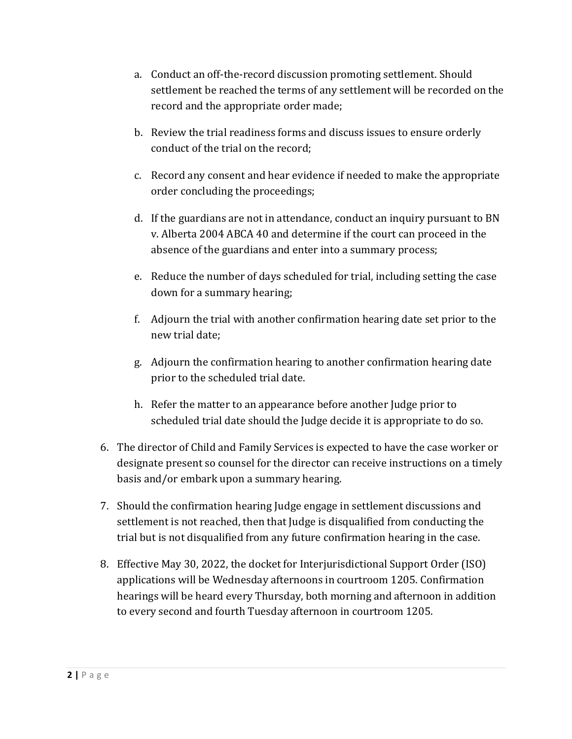a. Conduct an off-the-record discussion promoting settlement. Should settlement be reached the terms of any settlement will be recorded on the record and the appropriate order made;

b. Review the trial readiness forms and discuss issues to ensure orderly conduct of the trial on the record;

c. Record any consent and hear evidence if needed to make the appropriate order concluding the proceedings;

d. If the guardians are not in attendance, conduct an inquiry pursuant to BN v. Alberta 2004 ABCA 40 and determine if the court can proceed in the absence of the guardians and enter into a summary process;

e. Reduce the number of days scheduled for trial, including setting the case down for a summary hearing;

f. Adjourn the trial with another confirmation hearing date set prior to the new trial date;

g. Adjourn the confirmation hearing to another confirmation hearing date prior to the scheduled trial date.

h. Refer the matter to an appearance before another Judge prior to scheduled trial date should the Judge decide it is appropriate to do so.

6. The director of Child and Family Services is expected to have the case worker or designate present so counsel for the director can receive instructions on a timely basis and/or embark upon a summary hearing.

7. Should the confirmation hearing Judge engage in settlement discussions and settlement is not reached, then that Judge is disqualified from conducting the trial but is not disqualified from any future confirmation hearing in the case.

8. Effective May 30, 2022, the docket for Interjurisdictional Support Order (ISO) applications will be Wednesday afternoons in courtroom 1205. Confirmation hearings will be heard every Thursday, both morning and afternoon in addition to every second and fourth Tuesday afternoon in courtroom 1205.